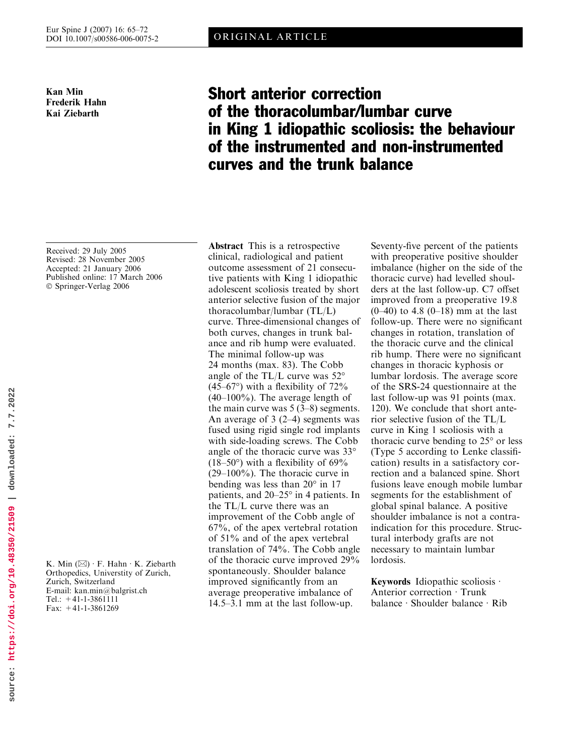ORIGINAL ARTICLE

Kan Min
Frederik Hahn
Kai Ziebarth

# Short anterior correction of the thoracolumbar/lumbar curve in King 1 idiopathic scoliosis: the behaviour of the instrumented and non-instrumented curves and the trunk balance

Received: 29 July 2005
Revised: 28 November 2005
Accepted: 21 January 2006
Published online: 17 March 2006
© Springer-Verlag 2006

K. Min (✉) · F. Hahn · K. Ziebarth
Orthopedics, Universtity of Zurich, Zurich, Switzerland
E-mail: kan.min@balgrist.ch
Tel.: +41-1-3861111
Fax: +41-1-3861269

**Abstract** This is a retrospective clinical, radiological and patient outcome assessment of 21 consecutive patients with King 1 idiopathic adolescent scoliosis treated by short anterior selective fusion of the major thoracolumbar/lumbar (TL/L) curve. Three-dimensional changes of both curves, changes in trunk balance and rib hump were evaluated. The minimal follow-up was 24 months (max. 83). The Cobb angle of the TL/L curve was 52° (45–67°) with a flexibility of 72% (40–100%). The average length of the main curve was 5 (3–8) segments. An average of 3 (2–4) segments was fused using rigid single rod implants with side-loading screws. The Cobb angle of the thoracic curve was 33° (18–50°) with a flexibility of 69% (29–100%). The thoracic curve in bending was less than 20° in 17 patients, and 20–25° in 4 patients. In the TL/L curve there was an improvement of the Cobb angle of 67%, of the apex vertebral rotation of 51% and of the apex vertebral translation of 74%. The Cobb angle of the thoracic curve improved 29% spontaneously. Shoulder balance improved significantly from an average preoperative imbalance of 14.5–3.1 mm at the last follow-up. Seventy-five percent of the patients with preoperative positive shoulder imbalance (higher on the side of the thoracic curve) had levelled shoulders at the last follow-up. C7 offset improved from a preoperative 19.8 (0–40) to 4.8 (0–18) mm at the last follow-up. There were no significant changes in rotation, translation of the thoracic curve and the clinical rib hump. There were no significant changes in thoracic kyphosis or lumbar lordosis. The average score of the SRS-24 questionnaire at the last follow-up was 91 points (max. 120). We conclude that short anterior selective fusion of the TL/L curve in King 1 scoliosis with a thoracic curve bending to 25° or less (Type 5 according to Lenke classification) results in a satisfactory correction and a balanced spine. Short fusions leave enough mobile lumbar segments for the establishment of global spinal balance. A positive shoulder imbalance is not a contraindication for this procedure. Structural interbody grafts are not necessary to maintain lumbar lordosis.

**Keywords** Idiopathic scoliosis · Anterior correction · Trunk balance · Shoulder balance · Rib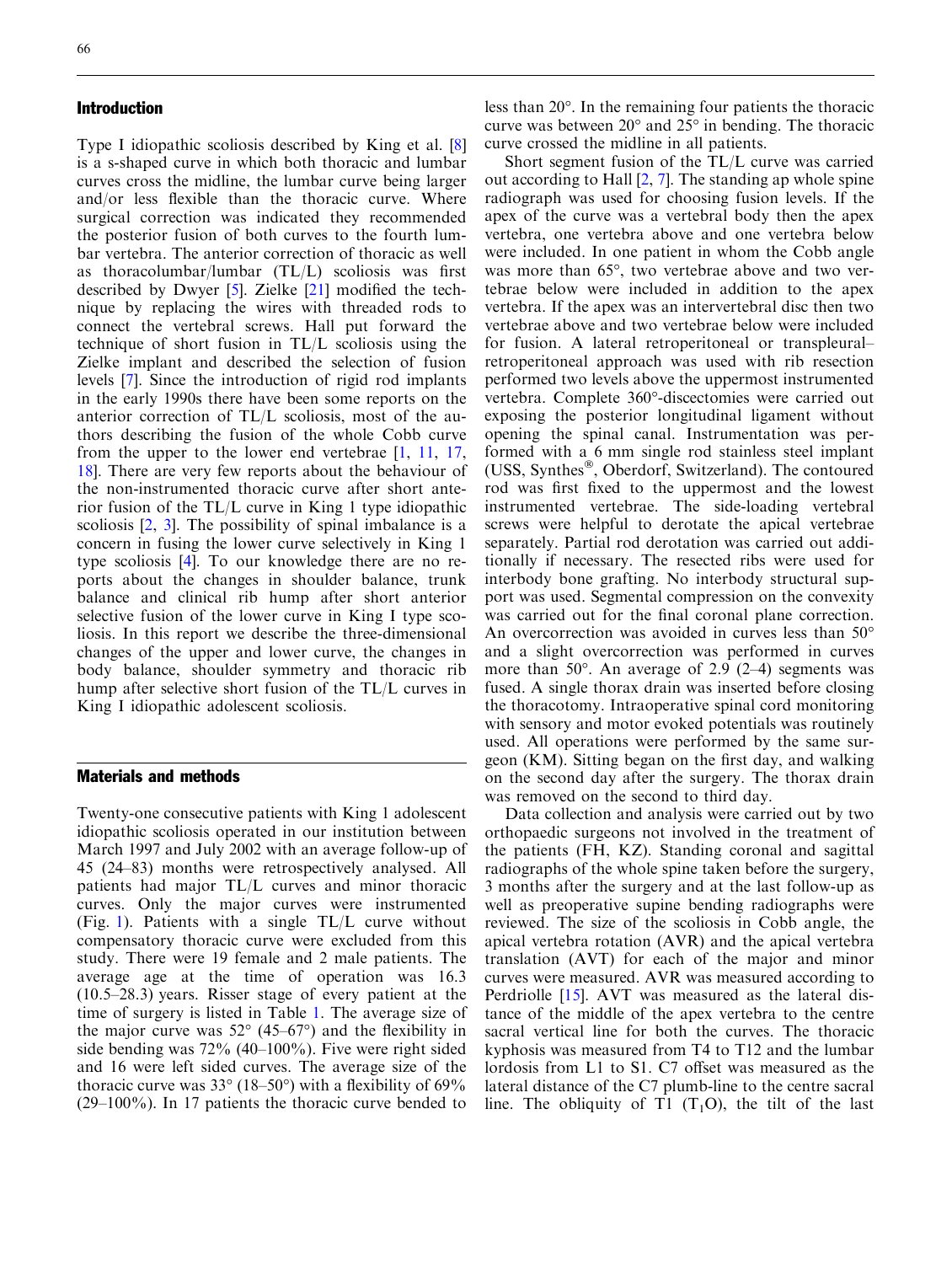## Introduction

Type I idiopathic scoliosis described by King et al. [8] is a s-shaped curve in which both thoracic and lumbar curves cross the midline, the lumbar curve being larger and/or less flexible than the thoracic curve. Where surgical correction was indicated they recommended the posterior fusion of both curves to the fourth lumbar vertebra. The anterior correction of thoracic as well as thoracolumbar/lumbar (TL/L) scoliosis was first described by Dwyer [5]. Zielke [21] modified the technique by replacing the wires with threaded rods to connect the vertebral screws. Hall put forward the technique of short fusion in TL/L scoliosis using the Zielke implant and described the selection of fusion levels [7]. Since the introduction of rigid rod implants in the early 1990s there have been some reports on the anterior correction of TL/L scoliosis, most of the authors describing the fusion of the whole Cobb curve from the upper to the lower end vertebrae [1, 11, 17, 18]. There are very few reports about the behaviour of the non-instrumented thoracic curve after short anterior fusion of the TL/L curve in King 1 type idiopathic scoliosis [2, 3]. The possibility of spinal imbalance is a concern in fusing the lower curve selectively in King 1 type scoliosis [4]. To our knowledge there are no reports about the changes in shoulder balance, trunk balance and clinical rib hump after short anterior selective fusion of the lower curve in King I type scoliosis. In this report we describe the three-dimensional changes of the upper and lower curve, the changes in body balance, shoulder symmetry and thoracic rib hump after selective short fusion of the TL/L curves in King I idiopathic adolescent scoliosis.

## Materials and methods

Twenty-one consecutive patients with King 1 adolescent idiopathic scoliosis operated in our institution between March 1997 and July 2002 with an average follow-up of 45 (24–83) months were retrospectively analysed. All patients had major TL/L curves and minor thoracic curves. Only the major curves were instrumented (Fig. 1). Patients with a single TL/L curve without compensatory thoracic curve were excluded from this study. There were 19 female and 2 male patients. The average age at the time of operation was 16.3 (10.5–28.3) years. Risser stage of every patient at the time of surgery is listed in Table 1. The average size of the major curve was 52° (45–67°) and the flexibility in side bending was 72% (40–100%). Five were right sided and 16 were left sided curves. The average size of the thoracic curve was 33° (18–50°) with a flexibility of 69% (29–100%). In 17 patients the thoracic curve bended to less than 20°. In the remaining four patients the thoracic curve was between 20° and 25° in bending. The thoracic curve crossed the midline in all patients.

Short segment fusion of the TL/L curve was carried out according to Hall [2, 7]. The standing ap whole spine radiograph was used for choosing fusion levels. If the apex of the curve was a vertebral body then the apex vertebra, one vertebra above and one vertebra below were included. In one patient in whom the Cobb angle was more than 65°, two vertebrae above and two vertebrae below were included in addition to the apex vertebra. If the apex was an intervertebral disc then two vertebrae above and two vertebrae below were included for fusion. A lateral retroperitoneal or transpleural–retroperitoneal approach was used with rib resection performed two levels above the uppermost instrumented vertebra. Complete 360°-discectomies were carried out exposing the posterior longitudinal ligament without opening the spinal canal. Instrumentation was performed with a 6 mm single rod stainless steel implant (USS, Synthes®, Oberdorf, Switzerland). The contoured rod was first fixed to the uppermost and the lowest instrumented vertebrae. The side-loading vertebral screws were helpful to derotate the apical vertebrae separately. Partial rod derotation was carried out additionally if necessary. The resected ribs were used for interbody bone grafting. No interbody structural support was used. Segmental compression on the convexity was carried out for the final coronal plane correction. An overcorrection was avoided in curves less than 50° and a slight overcorrection was performed in curves more than 50°. An average of 2.9 (2–4) segments was fused. A single thorax drain was inserted before closing the thoracotomy. Intraoperative spinal cord monitoring with sensory and motor evoked potentials was routinely used. All operations were performed by the same surgeon (KM). Sitting began on the first day, and walking on the second day after the surgery. The thorax drain was removed on the second to third day.

Data collection and analysis were carried out by two orthopaedic surgeons not involved in the treatment of the patients (FH, KZ). Standing coronal and sagittal radiographs of the whole spine taken before the surgery, 3 months after the surgery and at the last follow-up as well as preoperative supine bending radiographs were reviewed. The size of the scoliosis in Cobb angle, the apical vertebra rotation (AVR) and the apical vertebra translation (AVT) for each of the major and minor curves were measured. AVR was measured according to Perdriolle [15]. AVT was measured as the lateral distance of the middle of the apex vertebra to the centre sacral vertical line for both the curves. The thoracic kyphosis was measured from T4 to T12 and the lumbar lordosis from L1 to S1. C7 offset was measured as the lateral distance of the C7 plumb-line to the centre sacral line. The obliquity of T1 ($T_1O$), the tilt of the last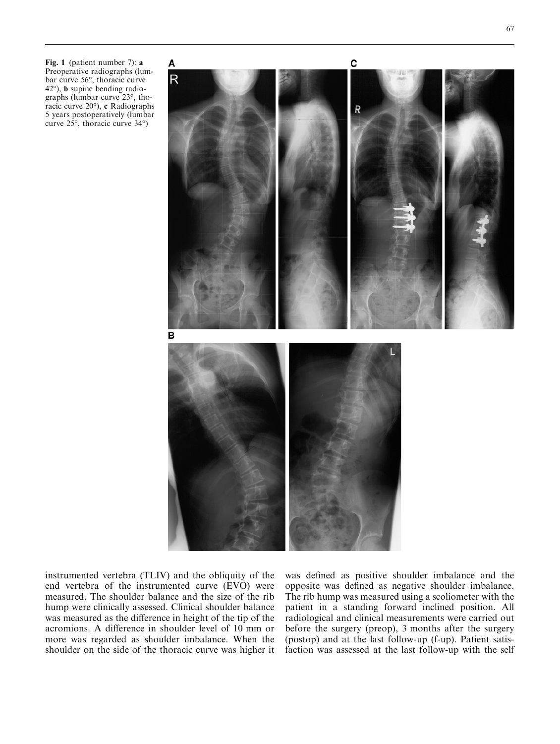**Fig. 1** (patient number 7): **a** Preoperative radiographs (lumbar curve 56°, thoracic curve 42°), **b** supine bending radiographs (lumbar curve 23°, thoracic curve 20°), **c** Radiographs 5 years postoperatively (lumbar curve 25°, thoracic curve 34°)

instrumented vertebra (TLIV) and the obliquity of the end vertebra of the instrumented curve (EVO) were measured. The shoulder balance and the size of the rib hump were clinically assessed. Clinical shoulder balance was measured as the difference in height of the tip of the acromions. A difference in shoulder level of 10 mm or more was regarded as shoulder imbalance. When the shoulder on the side of the thoracic curve was higher it was defined as positive shoulder imbalance and the opposite was defined as negative shoulder imbalance. The rib hump was measured using a scoliometer with the patient in a standing forward inclined position. All radiological and clinical measurements were carried out before the surgery (preop), 3 months after the surgery (postop) and at the last follow-up (f-up). Patient satisfaction was assessed at the last follow-up with the self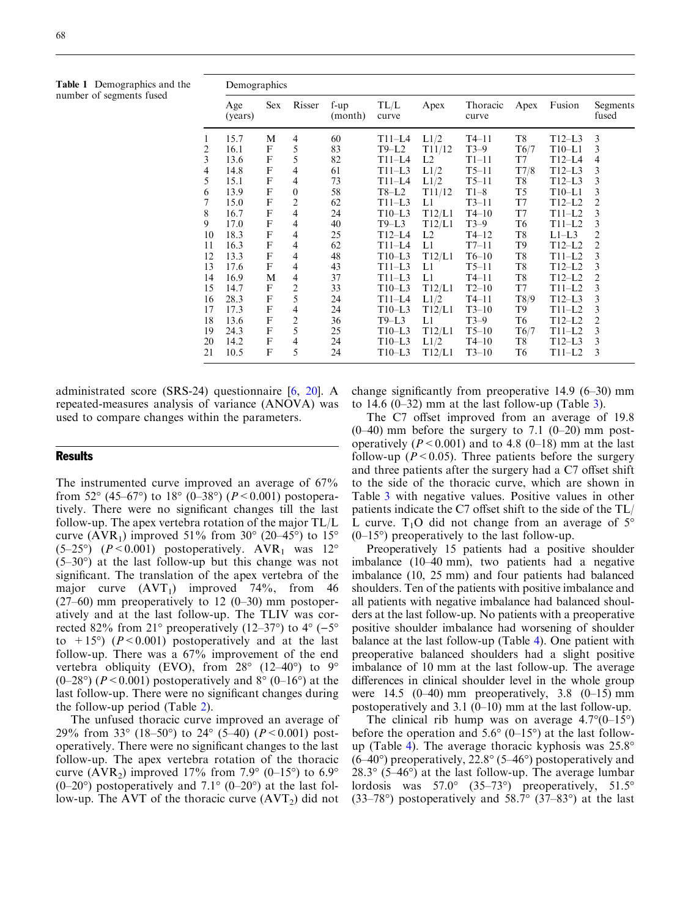**Table 1** Demographics and the number of segments fused

| | Demographics | | | | | | | | | |
|---|---|---|---|---|---|---|---|---|---|---|
| | Age (years) | Sex | Risser | f-up (month) | TL/L curve | Apex | Thoracic curve | Apex | Fusion | Segments fused |
| 1 | 15.7 | M | 4 | 60 | T11–L4 | L1/2 | T4–11 | T8 | T12–L3 | 3 |
| 2 | 16.1 | F | 5 | 83 | T9–L2 | T11/12 | T3–9 | T6/7 | T10–L1 | 3 |
| 3 | 13.6 | F | 5 | 82 | T11–L4 | L2 | T1–11 | T7 | T12–L4 | 4 |
| 4 | 14.8 | F | 4 | 61 | T11–L3 | L1/2 | T5–11 | T7/8 | T12–L3 | 3 |
| 5 | 15.1 | F | 4 | 73 | T11–L4 | L1/2 | T5–11 | T8 | T12–L3 | 3 |
| 6 | 13.9 | F | 0 | 58 | T8–L2 | T11/12 | T1–8 | T5 | T10–L1 | 3 |
| 7 | 15.0 | F | 2 | 62 | T11–L3 | L1 | T3–11 | T7 | T12–L2 | 2 |
| 8 | 16.7 | F | 4 | 24 | T10–L3 | T12/L1 | T4–10 | T7 | T11–L2 | 3 |
| 9 | 17.0 | F | 4 | 40 | T9–L3 | T12/L1 | T3–9 | T6 | T11–L2 | 3 |
| 10 | 18.3 | F | 4 | 25 | T12–L4 | L2 | T4–12 | T8 | L1–L3 | 2 |
| 11 | 16.3 | F | 4 | 62 | T11–L4 | L1 | T7–11 | T9 | T12–L2 | 2 |
| 12 | 13.3 | F | 4 | 48 | T10–L3 | T12/L1 | T6–10 | T8 | T11–L2 | 3 |
| 13 | 17.6 | F | 4 | 43 | T11–L3 | L1 | T5–11 | T8 | T12–L2 | 3 |
| 14 | 16.9 | M | 4 | 37 | T11–L3 | L1 | T4–11 | T8 | T12–L2 | 2 |
| 15 | 14.7 | F | 2 | 33 | T10–L3 | T12/L1 | T2–10 | T7 | T11–L2 | 3 |
| 16 | 28.3 | F | 5 | 24 | T11–L4 | L1/2 | T4–11 | T8/9 | T12–L3 | 3 |
| 17 | 17.3 | F | 4 | 24 | T10–L3 | T12/L1 | T3–10 | T9 | T11–L2 | 3 |
| 18 | 13.6 | F | 2 | 36 | T9–L3 | L1 | T3–9 | T6 | T12–L2 | 2 |
| 19 | 24.3 | F | 5 | 25 | T10–L3 | T12/L1 | T5–10 | T6/7 | T11–L2 | 3 |
| 20 | 14.2 | F | 4 | 24 | T10–L3 | L1/2 | T4–10 | T8 | T12–L3 | 3 |
| 21 | 10.5 | F | 5 | 24 | T10–L3 | T12/L1 | T3–10 | T6 | T11–L2 | 3 |

administrated score (SRS-24) questionnaire [6, 20]. A repeated-measures analysis of variance (ANOVA) was used to compare changes within the parameters.

## Results

The instrumented curve improved an average of 67% from 52° (45–67°) to 18° (0–38°) ($P < 0.001$) postoperatively. There were no significant changes till the last follow-up. The apex vertebra rotation of the major TL/L curve ($AVR_1$) improved 51% from 30° (20–45°) to 15° (5–25°) ($P < 0.001$) postoperatively. $AVR_1$ was 12° (5–30°) at the last follow-up but this change was not significant. The translation of the apex vertebra of the major curve ($AVT_1$) improved 74%, from 46 (27–60) mm preoperatively to 12 (0–30) mm postoperatively and at the last follow-up. The TLIV was corrected 82% from 21° preoperatively (12–37°) to 4° (−5° to +15°) ($P < 0.001$) postoperatively and at the last follow-up. There was a 67% improvement of the end vertebra obliquity (EVO), from 28° (12–40°) to 9° (0–28°) ($P < 0.001$) postoperatively and 8° (0–16°) at the last follow-up. There were no significant changes during the follow-up period (Table 2).

The unfused thoracic curve improved an average of 29% from 33° (18–50°) to 24° (5–40) ($P < 0.001$) postoperatively. There were no significant changes to the last follow-up. The apex vertebra rotation of the thoracic curve ($AVR_2$) improved 17% from 7.9° (0–15°) to 6.9° (0–20°) postoperatively and 7.1° (0–20°) at the last follow-up. The AVT of the thoracic curve ($AVT_2$) did not change significantly from preoperative 14.9 (6–30) mm to 14.6 (0–32) mm at the last follow-up (Table 3).

The C7 offset improved from an average of 19.8 (0–40) mm before the surgery to 7.1 (0–20) mm postoperatively ($P < 0.001$) and to 4.8 (0–18) mm at the last follow-up ($P < 0.05$). Three patients before the surgery and three patients after the surgery had a C7 offset shift to the side of the thoracic curve, which are shown in Table 3 with negative values. Positive values in other patients indicate the C7 offset shift to the side of the TL/L curve. $T_1O$ did not change from an average of 5° (0–15°) preoperatively to the last follow-up.

Preoperatively 15 patients had a positive shoulder imbalance (10–40 mm), two patients had a negative imbalance (10, 25 mm) and four patients had balanced shoulders. Ten of the patients with positive imbalance and all patients with negative imbalance had balanced shoulders at the last follow-up. No patients with a preoperative positive shoulder imbalance had worsening of shoulder balance at the last follow-up (Table 4). One patient with preoperative balanced shoulders had a slight positive imbalance of 10 mm at the last follow-up. The average differences in clinical shoulder level in the whole group were 14.5 (0–40) mm preoperatively, 3.8 (0–15) mm postoperatively and 3.1 (0–10) mm at the last follow-up.

The clinical rib hump was on average 4.7°(0–15°) before the operation and 5.6° (0–15°) at the last follow-up (Table 4). The average thoracic kyphosis was 25.8° (6–40°) preoperatively, 22.8° (5–46°) postoperatively and 28.3° (5–46°) at the last follow-up. The average lumbar lordosis was 57.0° (35–73°) preoperatively, 51.5° (33–78°) postoperatively and 58.7° (37–83°) at the last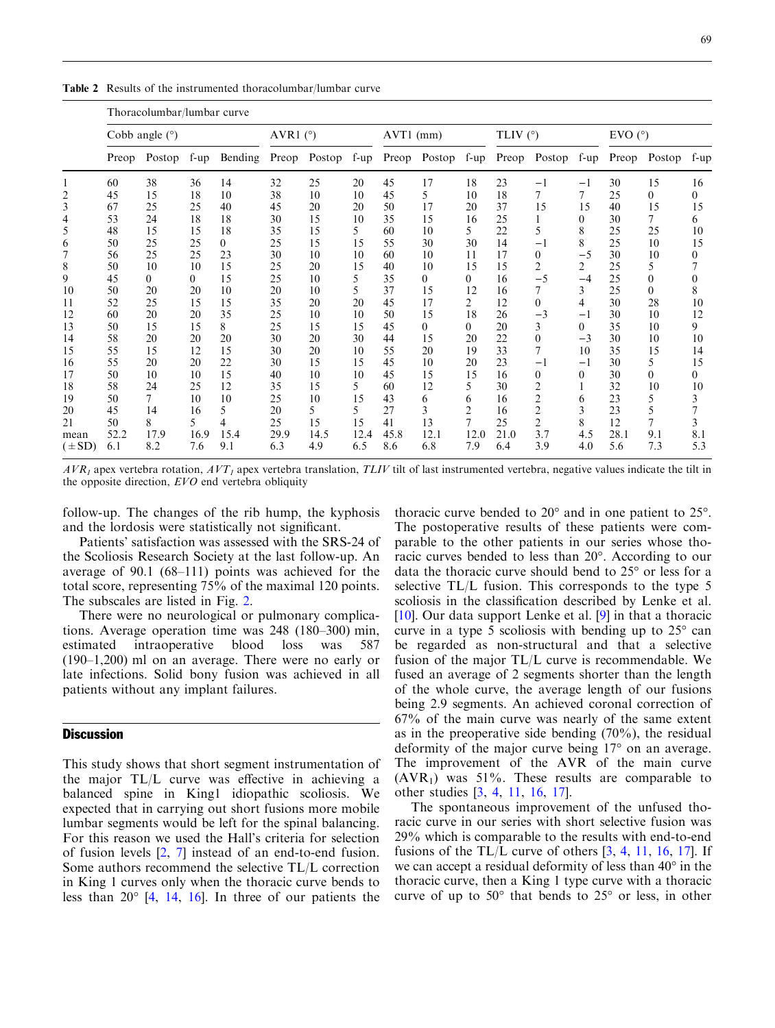**Table 2** Results of the instrumented thoracolumbar/lumbar curve

| | Thoracolumbar/lumbar curve | | | | | | | | | | | | | | |
|---|---|---|---|---|---|---|---|---|---|---|---|---|---|---|---|
| | Cobb angle (°) | | | | AVR1 (°) | | | AVT1 (mm) | | | TLIV (°) | | | EVO (°) | | |
| | Preop | Postop | f-up | Bending | Preop | Postop | f-up | Preop | Postop | f-up | Preop | Postop | f-up | Preop | Postop | f-up |
| 1 | 60 | 38 | 36 | 14 | 32 | 25 | 20 | 45 | 17 | 18 | 23 | −1 | −1 | 30 | 15 | 16 |
| 2 | 45 | 15 | 18 | 10 | 38 | 10 | 10 | 45 | 5 | 10 | 18 | 7 | 7 | 25 | 0 | 0 |
| 3 | 67 | 25 | 25 | 40 | 45 | 20 | 20 | 50 | 17 | 20 | 37 | 15 | 15 | 40 | 15 | 15 |
| 4 | 53 | 24 | 18 | 18 | 30 | 15 | 10 | 35 | 15 | 16 | 25 | 1 | 0 | 30 | 7 | 6 |
| 5 | 48 | 15 | 15 | 18 | 35 | 15 | 5 | 60 | 10 | 5 | 22 | 5 | 8 | 25 | 25 | 10 |
| 6 | 50 | 25 | 25 | 0 | 25 | 15 | 15 | 55 | 30 | 30 | 14 | −1 | 8 | 25 | 10 | 15 |
| 7 | 56 | 25 | 25 | 23 | 30 | 10 | 10 | 60 | 10 | 11 | 17 | 0 | −5 | 30 | 10 | 0 |
| 8 | 50 | 10 | 10 | 15 | 25 | 20 | 15 | 40 | 10 | 15 | 15 | 2 | 2 | 25 | 5 | 7 |
| 9 | 45 | 0 | 0 | 15 | 25 | 10 | 5 | 35 | 0 | 0 | 16 | −5 | −4 | 25 | 0 | 0 |
| 10 | 50 | 20 | 20 | 10 | 20 | 10 | 5 | 37 | 15 | 12 | 16 | 7 | 3 | 25 | 0 | 8 |
| 11 | 52 | 25 | 15 | 15 | 35 | 20 | 20 | 45 | 17 | 2 | 12 | 0 | 4 | 30 | 28 | 10 |
| 12 | 60 | 20 | 20 | 35 | 25 | 10 | 10 | 50 | 15 | 18 | 26 | −3 | −1 | 30 | 10 | 12 |
| 13 | 50 | 15 | 15 | 8 | 25 | 15 | 15 | 45 | 0 | 0 | 20 | 3 | 0 | 35 | 10 | 9 |
| 14 | 58 | 20 | 20 | 20 | 30 | 20 | 30 | 44 | 15 | 20 | 22 | 0 | −3 | 30 | 10 | 10 |
| 15 | 55 | 15 | 12 | 15 | 30 | 20 | 10 | 55 | 20 | 19 | 33 | 7 | 10 | 35 | 15 | 14 |
| 16 | 55 | 20 | 20 | 22 | 30 | 15 | 15 | 45 | 10 | 20 | 23 | −1 | −1 | 30 | 5 | 15 |
| 17 | 50 | 10 | 10 | 15 | 40 | 10 | 10 | 45 | 15 | 15 | 16 | 0 | 0 | 30 | 0 | 0 |
| 18 | 58 | 24 | 25 | 12 | 35 | 15 | 5 | 60 | 12 | 5 | 30 | 2 | 1 | 32 | 10 | 10 |
| 19 | 50 | 7 | 10 | 10 | 25 | 10 | 15 | 43 | 6 | 6 | 16 | 2 | 6 | 23 | 5 | 3 |
| 20 | 45 | 14 | 16 | 5 | 20 | 5 | 5 | 27 | 3 | 2 | 16 | 2 | 3 | 23 | 5 | 7 |
| 21 | 50 | 8 | 5 | 4 | 25 | 15 | 15 | 41 | 13 | 7 | 25 | 2 | 8 | 12 | 7 | 3 |
| mean | 52.2 | 17.9 | 16.9 | 15.4 | 29.9 | 14.5 | 12.4 | 45.8 | 12.1 | 12.0 | 21.0 | 3.7 | 4.5 | 28.1 | 9.1 | 8.1 |
| (±SD) | 6.1 | 8.2 | 7.6 | 9.1 | 6.3 | 4.9 | 6.5 | 8.6 | 6.8 | 7.9 | 6.4 | 3.9 | 4.0 | 5.6 | 7.3 | 5.3 |

*$AVR_1$* apex vertebra rotation, *$AVT_1$* apex vertebra translation, *TLIV* tilt of last instrumented vertebra, negative values indicate the tilt in the opposite direction, *EVO* end vertebra obliquity

follow-up. The changes of the rib hump, the kyphosis and the lordosis were statistically not significant.

Patients' satisfaction was assessed with the SRS-24 of the Scoliosis Research Society at the last follow-up. An average of 90.1 (68–111) points was achieved for the total score, representing 75% of the maximal 120 points. The subscales are listed in Fig. 2.

There were no neurological or pulmonary complications. Average operation time was 248 (180–300) min, estimated intraoperative blood loss was 587 (190–1,200) ml on an average. There were no early or late infections. Solid bony fusion was achieved in all patients without any implant failures.

## Discussion

This study shows that short segment instrumentation of the major TL/L curve was effective in achieving a balanced spine in King1 idiopathic scoliosis. We expected that in carrying out short fusions more mobile lumbar segments would be left for the spinal balancing. For this reason we used the Hall's criteria for selection of fusion levels [2, 7] instead of an end-to-end fusion. Some authors recommend the selective TL/L correction in King 1 curves only when the thoracic curve bends to less than 20° [4, 14, 16]. In three of our patients the thoracic curve bended to 20° and in one patient to 25°. The postoperative results of these patients were comparable to the other patients in our series whose thoracic curves bended to less than 20°. According to our data the thoracic curve should bend to 25° or less for a selective TL/L fusion. This corresponds to the type 5 scoliosis in the classification described by Lenke et al. [10]. Our data support Lenke et al. [9] in that a thoracic curve in a type 5 scoliosis with bending up to 25° can be regarded as non-structural and that a selective fusion of the major TL/L curve is recommendable. We fused an average of 2 segments shorter than the length of the whole curve, the average length of our fusions being 2.9 segments. An achieved coronal correction of 67% of the main curve was nearly of the same extent as in the preoperative side bending (70%), the residual deformity of the major curve being 17° on an average. The improvement of the AVR of the main curve ($AVR_1$) was 51%. These results are comparable to other studies [3, 4, 11, 16, 17].

The spontaneous improvement of the unfused thoracic curve in our series with short selective fusion was 29% which is comparable to the results with end-to-end fusions of the TL/L curve of others [3, 4, 11, 16, 17]. If we can accept a residual deformity of less than 40° in the thoracic curve, then a King 1 type curve with a thoracic curve of up to 50° that bends to 25° or less, in other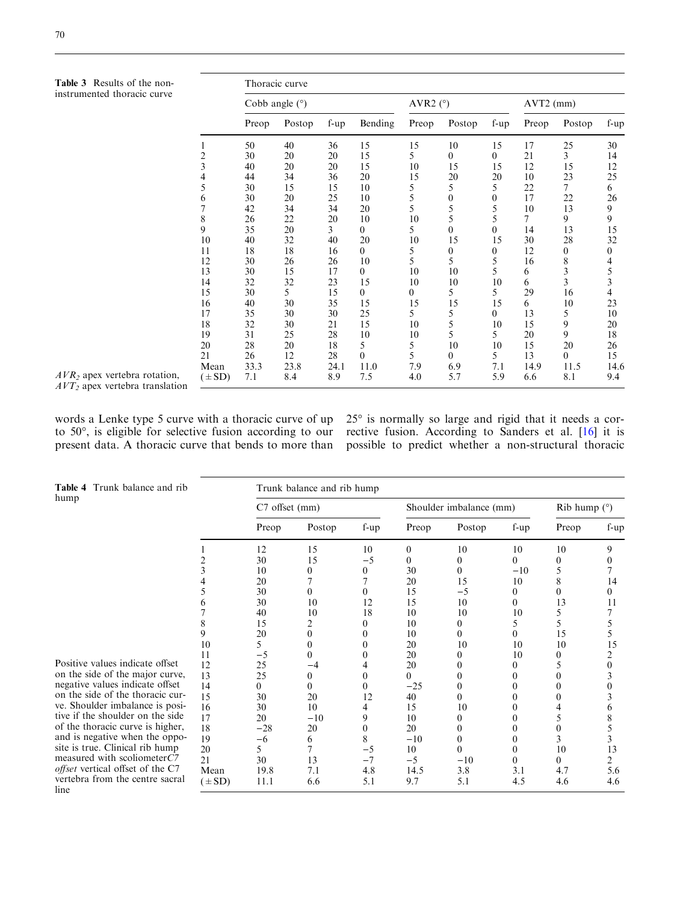**Table 3** Results of the non-instrumented thoracic curve

| | Thoracic curve | | | | | | | | | |
|---|---|---|---|---|---|---|---|---|---|---|
| | Cobb angle (°) | | | | AVR2 (°) | | | AVT2 (mm) | | |
| | Preop | Postop | f-up | Bending | Preop | Postop | f-up | Preop | Postop | f-up |
| 1 | 50 | 40 | 36 | 15 | 15 | 10 | 15 | 17 | 25 | 30 |
| 2 | 30 | 20 | 20 | 15 | 5 | 0 | 0 | 21 | 3 | 14 |
| 3 | 40 | 20 | 20 | 15 | 10 | 15 | 15 | 12 | 15 | 12 |
| 4 | 44 | 34 | 36 | 20 | 15 | 20 | 20 | 10 | 23 | 25 |
| 5 | 30 | 15 | 15 | 10 | 5 | 5 | 5 | 22 | 7 | 6 |
| 6 | 30 | 20 | 25 | 10 | 5 | 0 | 0 | 17 | 22 | 26 |
| 7 | 42 | 34 | 34 | 20 | 5 | 5 | 5 | 10 | 13 | 9 |
| 8 | 26 | 22 | 20 | 10 | 10 | 5 | 5 | 7 | 9 | 9 |
| 9 | 35 | 20 | 3 | 0 | 5 | 0 | 0 | 14 | 13 | 15 |
| 10 | 40 | 32 | 40 | 20 | 10 | 15 | 15 | 30 | 28 | 32 |
| 11 | 18 | 18 | 16 | 0 | 5 | 0 | 0 | 12 | 0 | 0 |
| 12 | 30 | 26 | 26 | 10 | 5 | 5 | 5 | 16 | 8 | 4 |
| 13 | 30 | 15 | 17 | 0 | 10 | 10 | 5 | 6 | 3 | 5 |
| 14 | 32 | 32 | 23 | 15 | 10 | 10 | 10 | 6 | 3 | 3 |
| 15 | 30 | 5 | 15 | 0 | 0 | 5 | 5 | 29 | 16 | 4 |
| 16 | 40 | 30 | 35 | 15 | 15 | 15 | 15 | 6 | 10 | 23 |
| 17 | 35 | 30 | 30 | 25 | 5 | 5 | 0 | 13 | 5 | 10 |
| 18 | 32 | 30 | 21 | 15 | 10 | 5 | 10 | 15 | 9 | 20 |
| 19 | 31 | 25 | 28 | 10 | 10 | 5 | 5 | 20 | 9 | 18 |
| 20 | 28 | 20 | 18 | 5 | 5 | 10 | 10 | 15 | 20 | 26 |
| 21 | 26 | 12 | 28 | 0 | 5 | 0 | 5 | 13 | 0 | 15 |
| Mean | 33.3 | 23.8 | 24.1 | 11.0 | 7.9 | 6.9 | 7.1 | 14.9 | 11.5 | 14.6 |
| (±SD) | 7.1 | 8.4 | 8.9 | 7.5 | 4.0 | 5.7 | 5.9 | 6.6 | 8.1 | 9.4 |

$AVR_2$ apex vertebra rotation, $AVT_2$ apex vertebra translation

words a Lenke type 5 curve with a thoracic curve of up to 50°, is eligible for selective fusion according to our present data. A thoracic curve that bends to more than 25° is normally so large and rigid that it needs a corrective fusion. According to Sanders et al. [16] it is possible to predict whether a non-structural thoracic

**Table 4** Trunk balance and rib hump

| | Trunk balance and rib hump | | | | | | | |
|---|---|---|---|---|---|---|---|---|
| | C7 offset (mm) | | | Shoulder imbalance (mm) | | | Rib hump (°) | |
| | Preop | Postop | f-up | Preop | Postop | f-up | Preop | f-up |
| 1 | 12 | 15 | 10 | 0 | 10 | 10 | 10 | 9 |
| 2 | 30 | 15 | −5 | 0 | 0 | 0 | 0 | 0 |
| 3 | 10 | 0 | 0 | 30 | 0 | −10 | 5 | 7 |
| 4 | 20 | 7 | 7 | 20 | 15 | 10 | 8 | 14 |
| 5 | 30 | 0 | 0 | 15 | −5 | 0 | 0 | 0 |
| 6 | 30 | 10 | 12 | 15 | 10 | 0 | 13 | 11 |
| 7 | 40 | 10 | 18 | 10 | 10 | 10 | 5 | 7 |
| 8 | 15 | 2 | 0 | 10 | 0 | 5 | 5 | 5 |
| 9 | 20 | 0 | 0 | 10 | 0 | 0 | 15 | 5 |
| 10 | 5 | 0 | 0 | 20 | 10 | 10 | 10 | 15 |
| 11 | −5 | 0 | 0 | 20 | 0 | 10 | 0 | 2 |
| 12 | 25 | −4 | 4 | 20 | 0 | 0 | 5 | 0 |
| 13 | 25 | 0 | 0 | 0 | 0 | 0 | 0 | 3 |
| 14 | 0 | 0 | 0 | −25 | 0 | 0 | 0 | 0 |
| 15 | 30 | 20 | 12 | 40 | 0 | 0 | 0 | 3 |
| 16 | 30 | 10 | 4 | 15 | 10 | 0 | 4 | 6 |
| 17 | 20 | −10 | 9 | 10 | 0 | 0 | 5 | 8 |
| 18 | −28 | 20 | 0 | 20 | 0 | 0 | 0 | 5 |
| 19 | −6 | 6 | 8 | −10 | 0 | 0 | 3 | 3 |
| 20 | 5 | 7 | −5 | 10 | 0 | 0 | 10 | 13 |
| 21 | 30 | 13 | −7 | −5 | −10 | 0 | 0 | 2 |
| Mean | 19.8 | 7.1 | 4.8 | 14.5 | 3.8 | 3.1 | 4.7 | 5.6 |
| (±SD) | 11.1 | 6.6 | 5.1 | 9.7 | 5.1 | 4.5 | 4.6 | 4.6 |

Positive values indicate offset on the side of the major curve, negative values indicate offset on the side of the thoracic curve. Shoulder imbalance is positive if the shoulder on the side of the thoracic curve is higher, and is negative when the opposite is true. Clinical rib hump measured with scoliometer *C7 offset* vertical offset of the C7 vertebra from the centre sacral line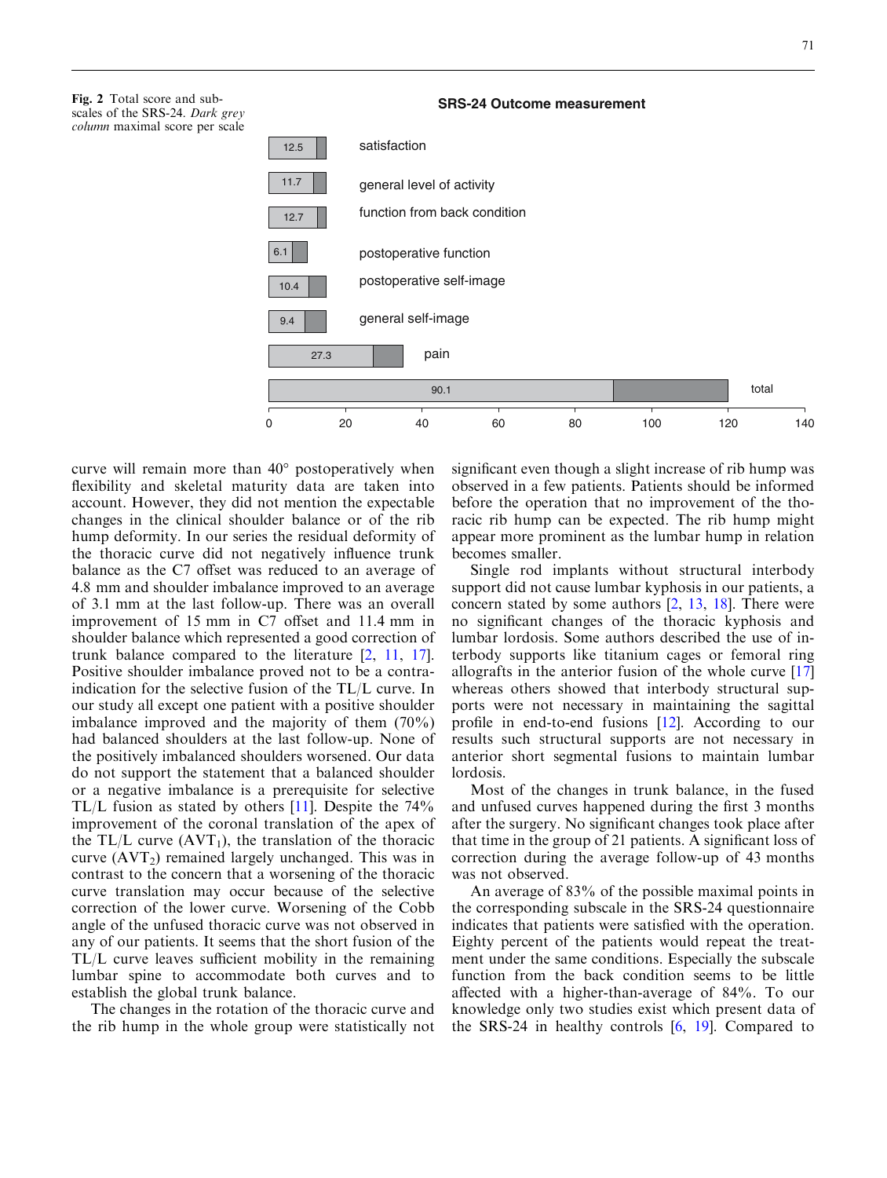**Fig. 2** Total score and subscales of the SRS-24. *Dark grey column* maximal score per scale

SRS-24 Outcome measurement

| Subscale | Score |
|---|---|
| satisfaction | 12.5 |
| general level of activity | 11.7 |
| function from back condition | 12.7 |
| postoperative function | 6.1 |
| postoperative self-image | 10.4 |
| general self-image | 9.4 |
| pain | 27.3 |
| total | 90.1 |

curve will remain more than 40° postoperatively when flexibility and skeletal maturity data are taken into account. However, they did not mention the expectable changes in the clinical shoulder balance or of the rib hump deformity. In our series the residual deformity of the thoracic curve did not negatively influence trunk balance as the C7 offset was reduced to an average of 4.8 mm and shoulder imbalance improved to an average of 3.1 mm at the last follow-up. There was an overall improvement of 15 mm in C7 offset and 11.4 mm in shoulder balance which represented a good correction of trunk balance compared to the literature [2, 11, 17]. Positive shoulder imbalance proved not to be a contraindication for the selective fusion of the TL/L curve. In our study all except one patient with a positive shoulder imbalance improved and the majority of them (70%) had balanced shoulders at the last follow-up. None of the positively imbalanced shoulders worsened. Our data do not support the statement that a balanced shoulder or a negative imbalance is a prerequisite for selective TL/L fusion as stated by others [11]. Despite the 74% improvement of the coronal translation of the apex of the TL/L curve ($AVT_1$), the translation of the thoracic curve ($AVT_2$) remained largely unchanged. This was in contrast to the concern that a worsening of the thoracic curve translation may occur because of the selective correction of the lower curve. Worsening of the Cobb angle of the unfused thoracic curve was not observed in any of our patients. It seems that the short fusion of the TL/L curve leaves sufficient mobility in the remaining lumbar spine to accommodate both curves and to establish the global trunk balance.

The changes in the rotation of the thoracic curve and the rib hump in the whole group were statistically not significant even though a slight increase of rib hump was observed in a few patients. Patients should be informed before the operation that no improvement of the thoracic rib hump can be expected. The rib hump might appear more prominent as the lumbar hump in relation becomes smaller.

Single rod implants without structural interbody support did not cause lumbar kyphosis in our patients, a concern stated by some authors [2, 13, 18]. There were no significant changes of the thoracic kyphosis and lumbar lordosis. Some authors described the use of interbody supports like titanium cages or femoral ring allografts in the anterior fusion of the whole curve [17] whereas others showed that interbody structural supports were not necessary in maintaining the sagittal profile in end-to-end fusions [12]. According to our results such structural supports are not necessary in anterior short segmental fusions to maintain lumbar lordosis.

Most of the changes in trunk balance, in the fused and unfused curves happened during the first 3 months after the surgery. No significant changes took place after that time in the group of 21 patients. A significant loss of correction during the average follow-up of 43 months was not observed.

An average of 83% of the possible maximal points in the corresponding subscale in the SRS-24 questionnaire indicates that patients were satisfied with the operation. Eighty percent of the patients would repeat the treatment under the same conditions. Especially the subscale function from the back condition seems to be little affected with a higher-than-average of 84%. To our knowledge only two studies exist which present data of the SRS-24 in healthy controls [6, 19]. Compared to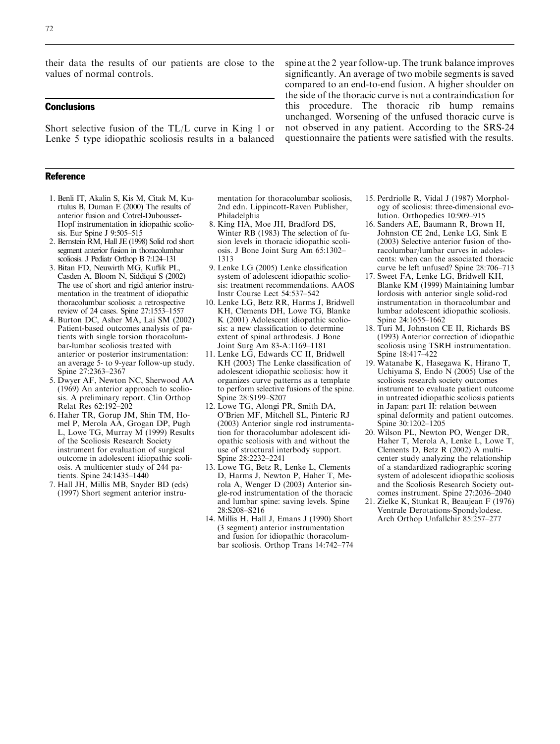their data the results of our patients are close to the values of normal controls.

## Conclusions

Short selective fusion of the TL/L curve in King 1 or Lenke 5 type idiopathic scoliosis results in a balanced spine at the 2 year follow-up. The trunk balance improves significantly. An average of two mobile segments is saved compared to an end-to-end fusion. A higher shoulder on the side of the thoracic curve is not a contraindication for this procedure. The thoracic rib hump remains unchanged. Worsening of the unfused thoracic curve is not observed in any patient. According to the SRS-24 questionnaire the patients were satisfied with the results.

## Reference

1. Benli IT, Akalin S, Kis M, Citak M, Kurtulus B, Duman E (2000) The results of anterior fusion and Cotrel-Dubousset-Hopf instrumentation in idiopathic scoliosis. Eur Spine J 9:505–515
2. Bernstein RM, Hall JE (1998) Solid rod short segment anterior fusion in thoracolumbar scoliosis. J Pediatr Orthop B 7:124–131
3. Bitan FD, Neuwirth MG, Kuflik PL, Casden A, Bloom N, Siddiqui S (2002) The use of short and rigid anterior instrumentation in the treatment of idiopathic thoracolumbar scoliosis: a retrospective review of 24 cases. Spine 27:1553–1557
4. Burton DC, Asher MA, Lai SM (2002) Patient-based outcomes analysis of patients with single torsion thoracolumbar-lumbar scoliosis treated with anterior or posterior instrumentation: an average 5- to 9-year follow-up study. Spine 27:2363–2367
5. Dwyer AF, Newton NC, Sherwood AA (1969) An anterior approach to scoliosis. A preliminary report. Clin Orthop Relat Res 62:192–202
6. Haher TR, Gorup JM, Shin TM, Homel P, Merola AA, Grogan DP, Pugh L, Lowe TG, Murray M (1999) Results of the Scoliosis Research Society instrument for evaluation of surgical outcome in adolescent idiopathic scoliosis. A multicenter study of 244 patients. Spine 24:1435–1440
7. Hall JH, Millis MB, Snyder BD (eds) (1997) Short segment anterior instrumentation for thoracolumbar scoliosis, 2nd edn. Lippincott-Raven Publisher, Philadelphia
8. King HA, Moe JH, Bradford DS, Winter RB (1983) The selection of fusion levels in thoracic idiopathic scoliosis. J Bone Joint Surg Am 65:1302–1313
9. Lenke LG (2005) Lenke classification system of adolescent idiopathic scoliosis: treatment recommendations. AAOS Instr Course Lect 54:537–542
10. Lenke LG, Betz RR, Harms J, Bridwell KH, Clements DH, Lowe TG, Blanke K (2001) Adolescent idiopathic scoliosis: a new classification to determine extent of spinal arthrodesis. J Bone Joint Surg Am 83-A:1169–1181
11. Lenke LG, Edwards CC II, Bridwell KH (2003) The Lenke classification of adolescent idiopathic scoliosis: how it organizes curve patterns as a template to perform selective fusions of the spine. Spine 28:S199–S207
12. Lowe TG, Alongi PR, Smith DA, O'Brien MF, Mitchell SL, Pinteric RJ (2003) Anterior single rod instrumentation for thoracolumbar adolescent idiopathic scoliosis with and without the use of structural interbody support. Spine 28:2232–2241
13. Lowe TG, Betz R, Lenke L, Clements D, Harms J, Newton P, Haher T, Merola A, Wenger D (2003) Anterior single-rod instrumentation of the thoracic and lumbar spine: saving levels. Spine 28:S208–S216
14. Millis H, Hall J, Emans J (1990) Short (3 segment) anterior instrumentation and fusion for idiopathic thoracolumbar scoliosis. Orthop Trans 14:742–774
15. Perdriolle R, Vidal J (1987) Morphology of scoliosis: three-dimensional evolution. Orthopedics 10:909–915
16. Sanders AE, Baumann R, Brown H, Johnston CE 2nd, Lenke LG, Sink E (2003) Selective anterior fusion of thoracolumbar/lumbar curves in adolescents: when can the associated thoracic curve be left unfused? Spine 28:706–713
17. Sweet FA, Lenke LG, Bridwell KH, Blanke KM (1999) Maintaining lumbar lordosis with anterior single solid-rod instrumentation in thoracolumbar and lumbar adolescent idiopathic scoliosis. Spine 24:1655–1662
18. Turi M, Johnston CE II, Richards BS (1993) Anterior correction of idiopathic scoliosis using TSRH instrumentation. Spine 18:417–422
19. Watanabe K, Hasegawa K, Hirano T, Uchiyama S, Endo N (2005) Use of the scoliosis research society outcomes instrument to evaluate patient outcome in untreated idiopathic scoliosis patients in Japan: part II: relation between spinal deformity and patient outcomes. Spine 30:1202–1205
20. Wilson PL, Newton PO, Wenger DR, Haher T, Merola A, Lenke L, Lowe T, Clements D, Betz R (2002) A multicenter study analyzing the relationship of a standardized radiographic scoring system of adolescent idiopathic scoliosis and the Scoliosis Research Society outcomes instrument. Spine 27:2036–2040
21. Zielke K, Stunkat R, Beaujean F (1976) Ventrale Derotations-Spondylodese. Arch Orthop Unfallchir 85:257–277